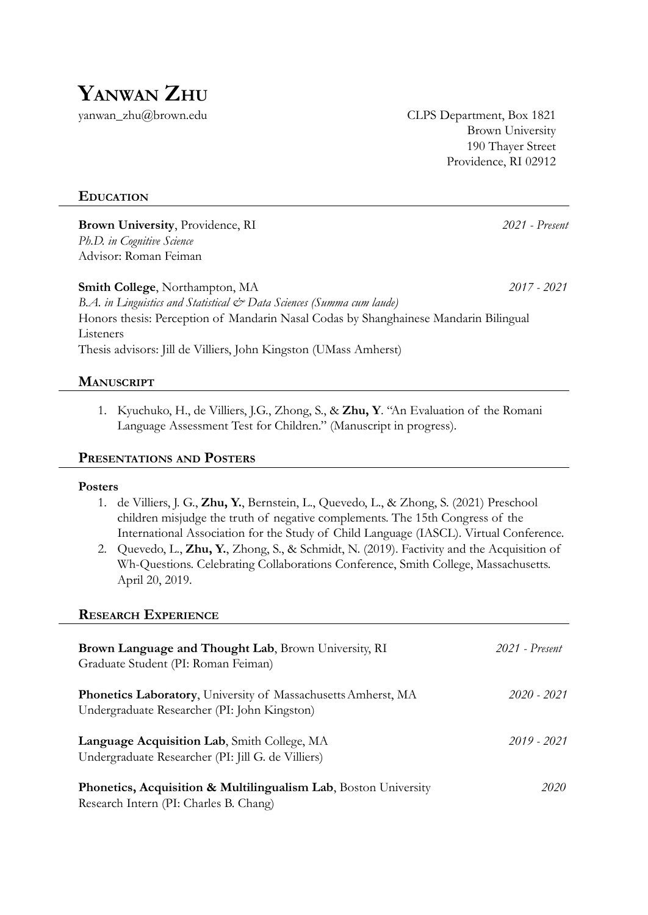# YANWAN ZHU

yanwan_zhu@brown.edu

CLPS Department, Box 1821
Brown University
190 Thayer Street
Providence, RI 02912

## EDUCATION

**Brown University**, Providence, RI *2021 - Present*
*Ph.D. in Cognitive Science*
Advisor: Roman Feiman

**Smith College**, Northampton, MA *2017 - 2021*
*B.A. in Linguistics and Statistical & Data Sciences (Summa cum laude)*
Honors thesis: Perception of Mandarin Nasal Codas by Shanghainese Mandarin Bilingual Listeners
Thesis advisors: Jill de Villiers, John Kingston (UMass Amherst)

## MANUSCRIPT

1. Kyuchuko, H., de Villiers, J.G., Zhong, S., & **Zhu, Y**. "An Evaluation of the Romani Language Assessment Test for Children." (Manuscript in progress).

## PRESENTATIONS AND POSTERS

**Posters**

1. de Villiers, J. G., **Zhu, Y.**, Bernstein, L., Quevedo, L., & Zhong, S. (2021) Preschool children misjudge the truth of negative complements. The 15th Congress of the International Association for the Study of Child Language (IASCL). Virtual Conference.
2. Quevedo, L., **Zhu, Y.**, Zhong, S., & Schmidt, N. (2019). Factivity and the Acquisition of Wh-Questions. Celebrating Collaborations Conference, Smith College, Massachusetts. April 20, 2019.

## RESEARCH EXPERIENCE

**Brown Language and Thought Lab**, Brown University, RI *2021 - Present*
Graduate Student (PI: Roman Feiman)

**Phonetics Laboratory**, University of Massachusetts Amherst, MA *2020 - 2021*
Undergraduate Researcher (PI: John Kingston)

**Language Acquisition Lab**, Smith College, MA *2019 - 2021*
Undergraduate Researcher (PI: Jill G. de Villiers)

**Phonetics, Acquisition & Multilingualism Lab**, Boston University *2020*
Research Intern (PI: Charles B. Chang)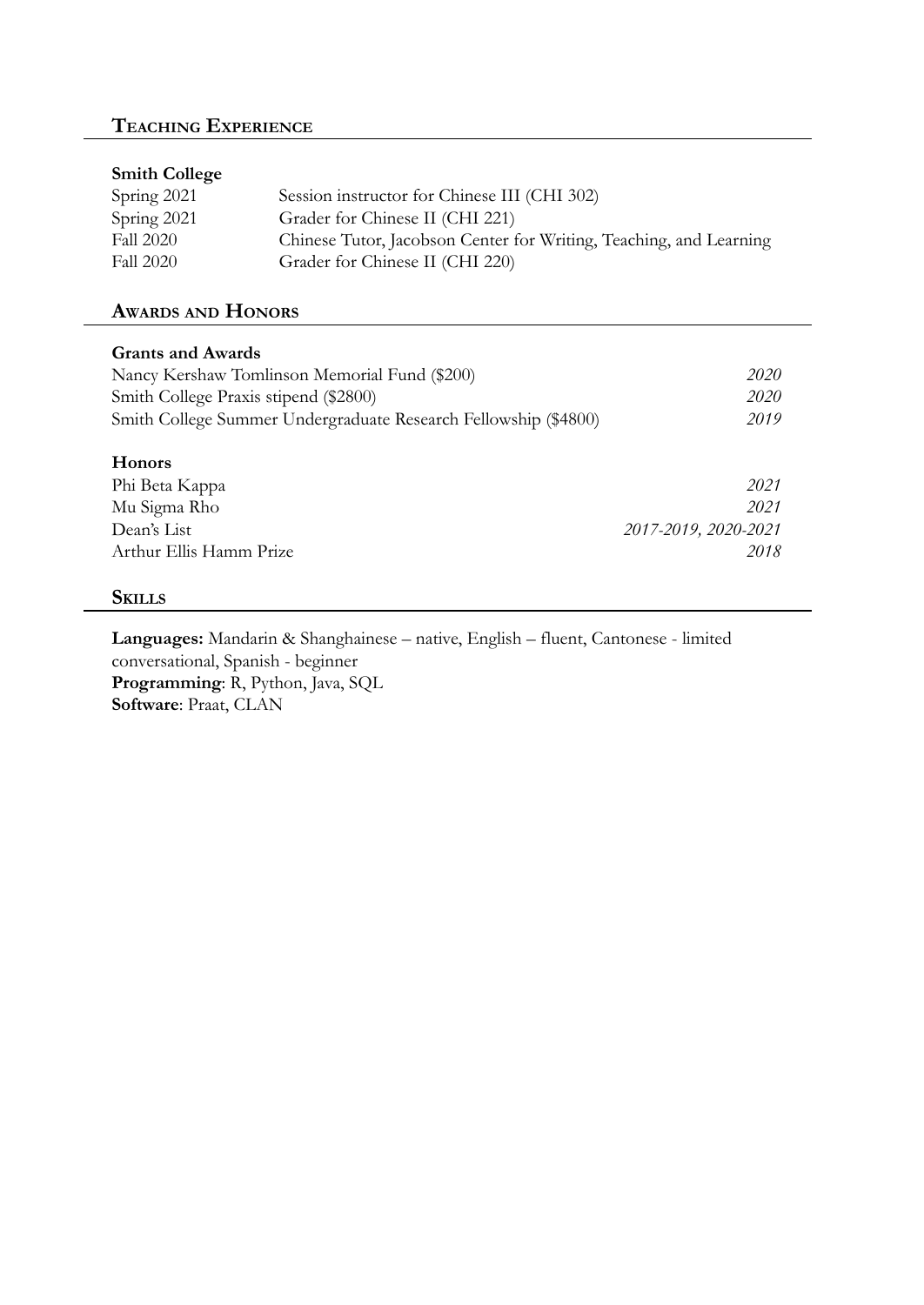## Teaching Experience

### Smith College

| | |
|---|---|
| Spring 2021 | Session instructor for Chinese III (CHI 302) |
| Spring 2021 | Grader for Chinese II (CHI 221) |
| Fall 2020 | Chinese Tutor, Jacobson Center for Writing, Teaching, and Learning |
| Fall 2020 | Grader for Chinese II (CHI 220) |

## Awards and Honors

### Grants and Awards

| | |
|---|---|
| Nancy Kershaw Tomlinson Memorial Fund ($200) | *2020* |
| Smith College Praxis stipend ($2800) | *2020* |
| Smith College Summer Undergraduate Research Fellowship ($4800) | *2019* |

### Honors

| | |
|---|---|
| Phi Beta Kappa | *2021* |
| Mu Sigma Rho | *2021* |
| Dean's List | *2017-2019, 2020-2021* |
| Arthur Ellis Hamm Prize | *2018* |

## Skills

**Languages:** Mandarin & Shanghainese – native, English – fluent, Cantonese - limited conversational, Spanish - beginner
**Programming**: R, Python, Java, SQL
**Software**: Praat, CLAN